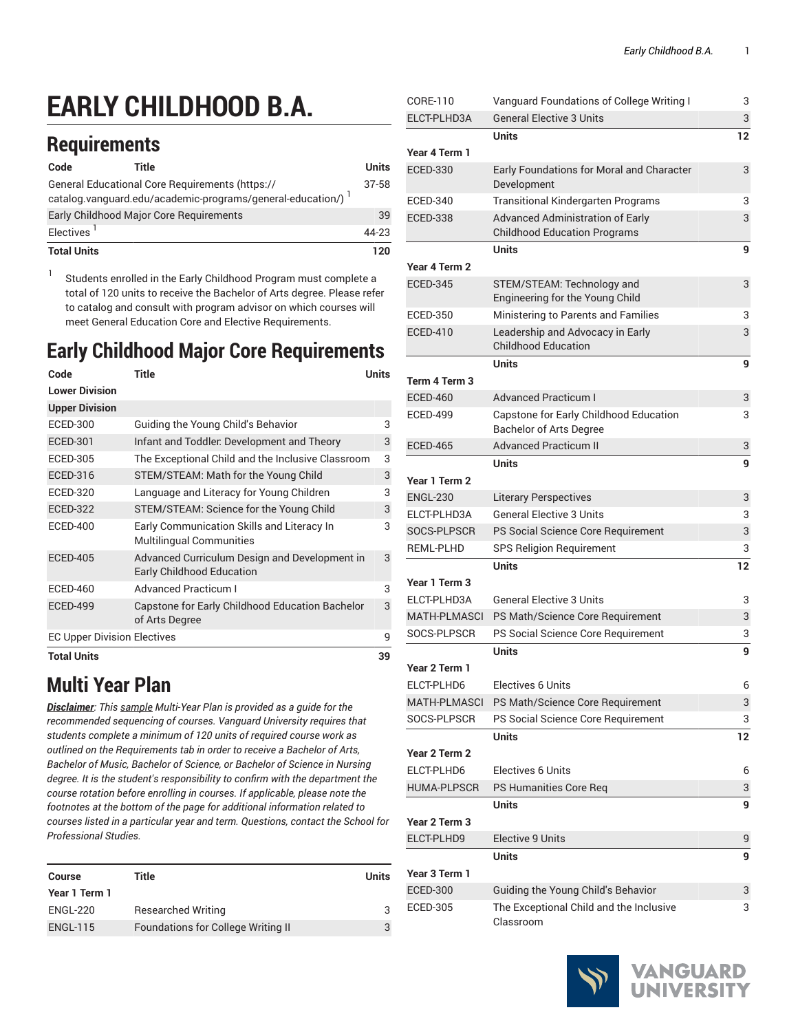# EARLY CHILDHOOD B.A.

## Requirements

| Code | Title | Units |
|---|---|---|
| General Educational Core Requirements (https://catalog.vanguard.edu/academic-programs/general-education/) [1] | | 37-58 |
| Early Childhood Major Core Requirements | | 39 |
| Electives [1] | | 44-23 |
| **Total Units** | | **120** |

[1] Students enrolled in the Early Childhood Program must complete a total of 120 units to receive the Bachelor of Arts degree. Please refer to catalog and consult with program advisor on which courses will meet General Education Core and Elective Requirements.

## Early Childhood Major Core Requirements

| Code | Title | Units |
|---|---|---|
| **Lower Division** | | |
| **Upper Division** | | |
| ECED-300 | Guiding the Young Child's Behavior | 3 |
| ECED-301 | Infant and Toddler: Development and Theory | 3 |
| ECED-305 | The Exceptional Child and the Inclusive Classroom | 3 |
| ECED-316 | STEM/STEAM: Math for the Young Child | 3 |
| ECED-320 | Language and Literacy for Young Children | 3 |
| ECED-322 | STEM/STEAM: Science for the Young Child | 3 |
| ECED-400 | Early Communication Skills and Literacy In Multilingual Communities | 3 |
| ECED-405 | Advanced Curriculum Design and Development in Early Childhood Education | 3 |
| ECED-460 | Advanced Practicum I | 3 |
| ECED-499 | Capstone for Early Childhood Education Bachelor of Arts Degree | 3 |
| EC Upper Division Electives | | 9 |
| **Total Units** | | **39** |

## Multi Year Plan

***Disclaimer**: This sample Multi-Year Plan is provided as a guide for the recommended sequencing of courses. Vanguard University requires that students complete a minimum of 120 units of required course work as outlined on the Requirements tab in order to receive a Bachelor of Arts, Bachelor of Music, Bachelor of Science, or Bachelor of Science in Nursing degree. It is the student's responsibility to confirm with the department the course rotation before enrolling in courses. If applicable, please note the footnotes at the bottom of the page for additional information related to courses listed in a particular year and term. Questions, contact the School for Professional Studies.*

| Course | Title | Units |
|---|---|---|
| **Year 1 Term 1** | | |
| ENGL-220 | Researched Writing | 3 |
| ENGL-115 | Foundations for College Writing II | 3 |
| CORE-110 | Vanguard Foundations of College Writing I | 3 |
| ELCT-PLHD3A | General Elective 3 Units | 3 |
| | **Units** | **12** |
| **Year 4 Term 1** | | |
| ECED-330 | Early Foundations for Moral and Character Development | 3 |
| ECED-340 | Transitional Kindergarten Programs | 3 |
| ECED-338 | Advanced Administration of Early Childhood Education Programs | 3 |
| | **Units** | **9** |
| **Year 4 Term 2** | | |
| ECED-345 | STEM/STEAM: Technology and Engineering for the Young Child | 3 |
| ECED-350 | Ministering to Parents and Families | 3 |
| ECED-410 | Leadership and Advocacy in Early Childhood Education | 3 |
| | **Units** | **9** |
| **Term 4 Term 3** | | |
| ECED-460 | Advanced Practicum I | 3 |
| ECED-499 | Capstone for Early Childhood Education Bachelor of Arts Degree | 3 |
| ECED-465 | Advanced Practicum II | 3 |
| | **Units** | **9** |
| **Year 1 Term 2** | | |
| ENGL-230 | Literary Perspectives | 3 |
| ELCT-PLHD3A | General Elective 3 Units | 3 |
| SOCS-PLPSCR | PS Social Science Core Requirement | 3 |
| REML-PLHD | SPS Religion Requirement | 3 |
| | **Units** | **12** |
| **Year 1 Term 3** | | |
| ELCT-PLHD3A | General Elective 3 Units | 3 |
| MATH-PLMASCI | PS Math/Science Core Requirement | 3 |
| SOCS-PLPSCR | PS Social Science Core Requirement | 3 |
| | **Units** | **9** |
| **Year 2 Term 1** | | |
| ELCT-PLHD6 | Electives 6 Units | 6 |
| MATH-PLMASCI | PS Math/Science Core Requirement | 3 |
| SOCS-PLPSCR | PS Social Science Core Requirement | 3 |
| | **Units** | **12** |
| **Year 2 Term 2** | | |
| ELCT-PLHD6 | Electives 6 Units | 6 |
| HUMA-PLPSCR | PS Humanities Core Req | 3 |
| | **Units** | **9** |
| **Year 2 Term 3** | | |
| ELCT-PLHD9 | Elective 9 Units | 9 |
| | **Units** | **9** |
| **Year 3 Term 1** | | |
| ECED-300 | Guiding the Young Child's Behavior | 3 |
| ECED-305 | The Exceptional Child and the Inclusive Classroom | 3 |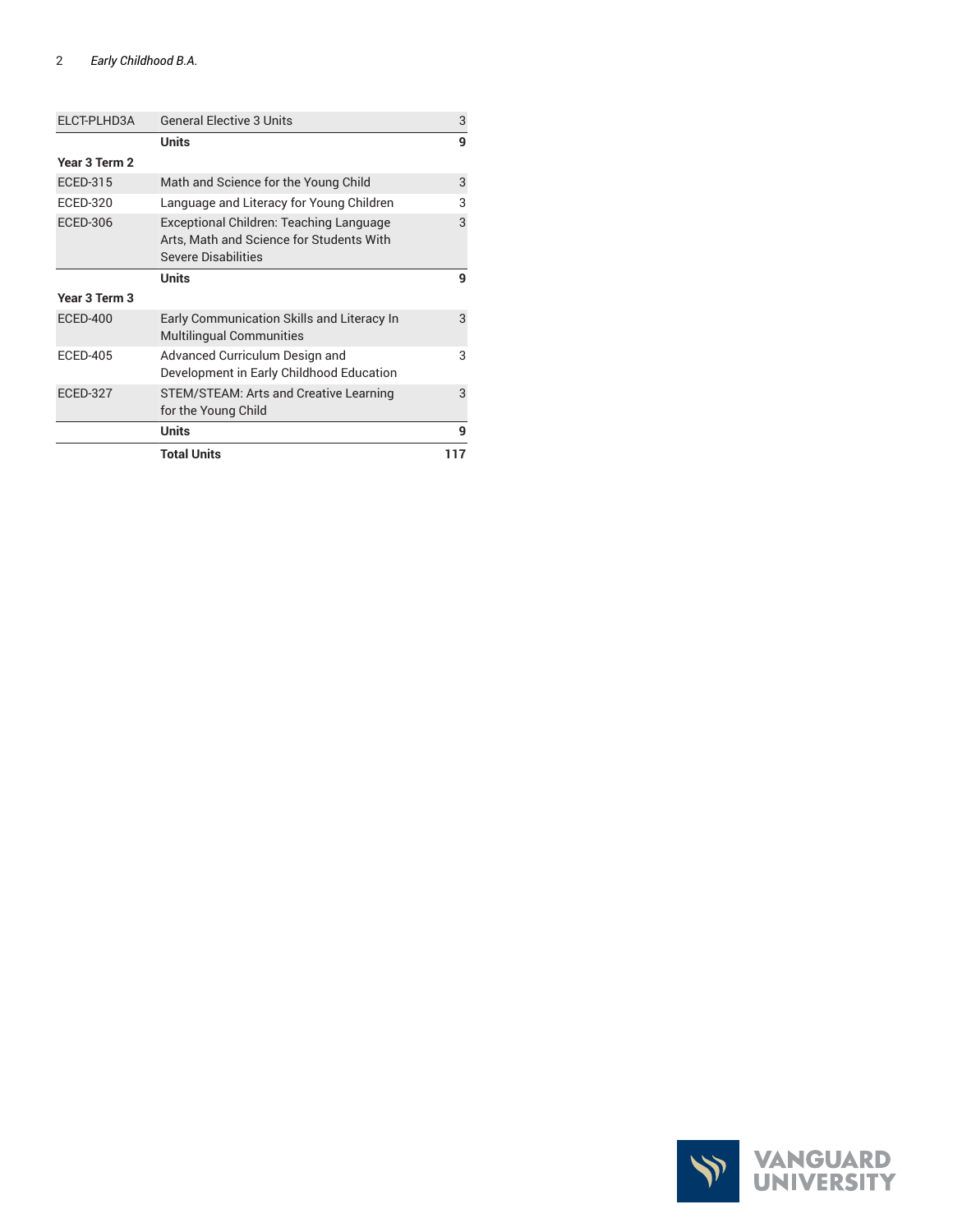| | | |
|---|---|---|
| ELCT-PLHD3A | General Elective 3 Units | 3 |
| | **Units** | **9** |
| **Year 3 Term 2** | | |
| ECED-315 | Math and Science for the Young Child | 3 |
| ECED-320 | Language and Literacy for Young Children | 3 |
| ECED-306 | Exceptional Children: Teaching Language Arts, Math and Science for Students With Severe Disabilities | 3 |
| | **Units** | **9** |
| **Year 3 Term 3** | | |
| ECED-400 | Early Communication Skills and Literacy In Multilingual Communities | 3 |
| ECED-405 | Advanced Curriculum Design and Development in Early Childhood Education | 3 |
| ECED-327 | STEM/STEAM: Arts and Creative Learning for the Young Child | 3 |
| | **Units** | **9** |
| | **Total Units** | **117** |